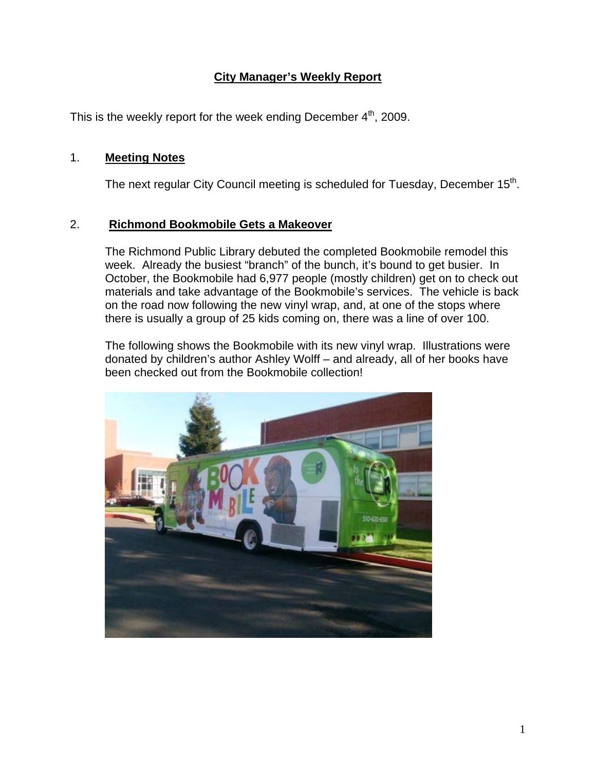# City Manager's Weekly Report

This is the weekly report for the week ending December 4th, 2009.

## 1. Meeting Notes

The next regular City Council meeting is scheduled for Tuesday, December 15th.

## 2. Richmond Bookmobile Gets a Makeover

The Richmond Public Library debuted the completed Bookmobile remodel this week. Already the busiest "branch" of the bunch, it's bound to get busier. In October, the Bookmobile had 6,977 people (mostly children) get on to check out materials and take advantage of the Bookmobile's services. The vehicle is back on the road now following the new vinyl wrap, and, at one of the stops where there is usually a group of 25 kids coming on, there was a line of over 100.

The following shows the Bookmobile with its new vinyl wrap. Illustrations were donated by children's author Ashley Wolff – and already, all of her books have been checked out from the Bookmobile collection!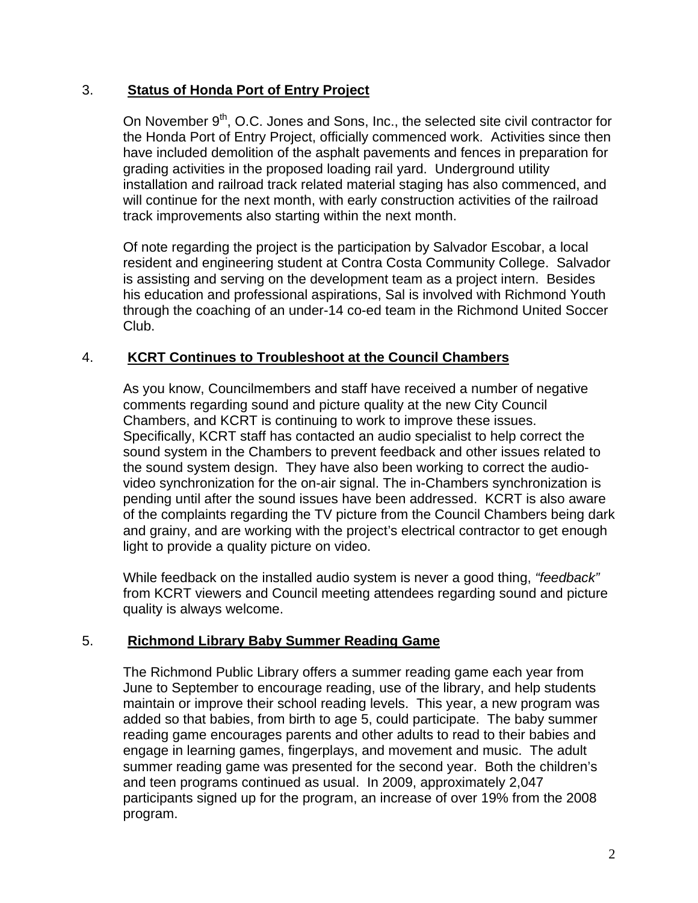3. **Status of Honda Port of Entry Project**

On November 9th, O.C. Jones and Sons, Inc., the selected site civil contractor for the Honda Port of Entry Project, officially commenced work. Activities since then have included demolition of the asphalt pavements and fences in preparation for grading activities in the proposed loading rail yard. Underground utility installation and railroad track related material staging has also commenced, and will continue for the next month, with early construction activities of the railroad track improvements also starting within the next month.

Of note regarding the project is the participation by Salvador Escobar, a local resident and engineering student at Contra Costa Community College. Salvador is assisting and serving on the development team as a project intern. Besides his education and professional aspirations, Sal is involved with Richmond Youth through the coaching of an under-14 co-ed team in the Richmond United Soccer Club.

4. **KCRT Continues to Troubleshoot at the Council Chambers**

As you know, Councilmembers and staff have received a number of negative comments regarding sound and picture quality at the new City Council Chambers, and KCRT is continuing to work to improve these issues. Specifically, KCRT staff has contacted an audio specialist to help correct the sound system in the Chambers to prevent feedback and other issues related to the sound system design. They have also been working to correct the audio-video synchronization for the on-air signal. The in-Chambers synchronization is pending until after the sound issues have been addressed. KCRT is also aware of the complaints regarding the TV picture from the Council Chambers being dark and grainy, and are working with the project's electrical contractor to get enough light to provide a quality picture on video.

While feedback on the installed audio system is never a good thing, *"feedback"* from KCRT viewers and Council meeting attendees regarding sound and picture quality is always welcome.

5. **Richmond Library Baby Summer Reading Game**

The Richmond Public Library offers a summer reading game each year from June to September to encourage reading, use of the library, and help students maintain or improve their school reading levels. This year, a new program was added so that babies, from birth to age 5, could participate. The baby summer reading game encourages parents and other adults to read to their babies and engage in learning games, fingerplays, and movement and music. The adult summer reading game was presented for the second year. Both the children's and teen programs continued as usual. In 2009, approximately 2,047 participants signed up for the program, an increase of over 19% from the 2008 program.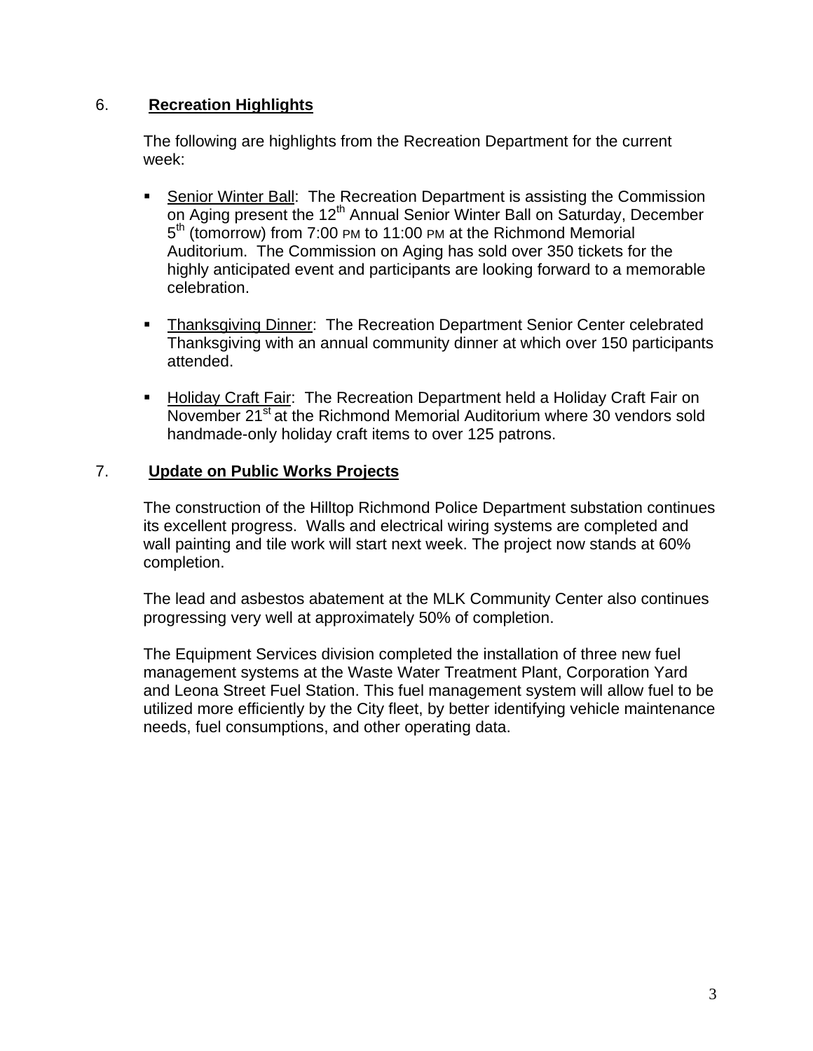6. **Recreation Highlights**

The following are highlights from the Recreation Department for the current week:

- Senior Winter Ball: The Recreation Department is assisting the Commission on Aging present the 12th Annual Senior Winter Ball on Saturday, December 5th (tomorrow) from 7:00 PM to 11:00 PM at the Richmond Memorial Auditorium. The Commission on Aging has sold over 350 tickets for the highly anticipated event and participants are looking forward to a memorable celebration.

- Thanksgiving Dinner: The Recreation Department Senior Center celebrated Thanksgiving with an annual community dinner at which over 150 participants attended.

- Holiday Craft Fair: The Recreation Department held a Holiday Craft Fair on November 21st at the Richmond Memorial Auditorium where 30 vendors sold handmade-only holiday craft items to over 125 patrons.

7. **Update on Public Works Projects**

The construction of the Hilltop Richmond Police Department substation continues its excellent progress. Walls and electrical wiring systems are completed and wall painting and tile work will start next week. The project now stands at 60% completion.

The lead and asbestos abatement at the MLK Community Center also continues progressing very well at approximately 50% of completion.

The Equipment Services division completed the installation of three new fuel management systems at the Waste Water Treatment Plant, Corporation Yard and Leona Street Fuel Station. This fuel management system will allow fuel to be utilized more efficiently by the City fleet, by better identifying vehicle maintenance needs, fuel consumptions, and other operating data.